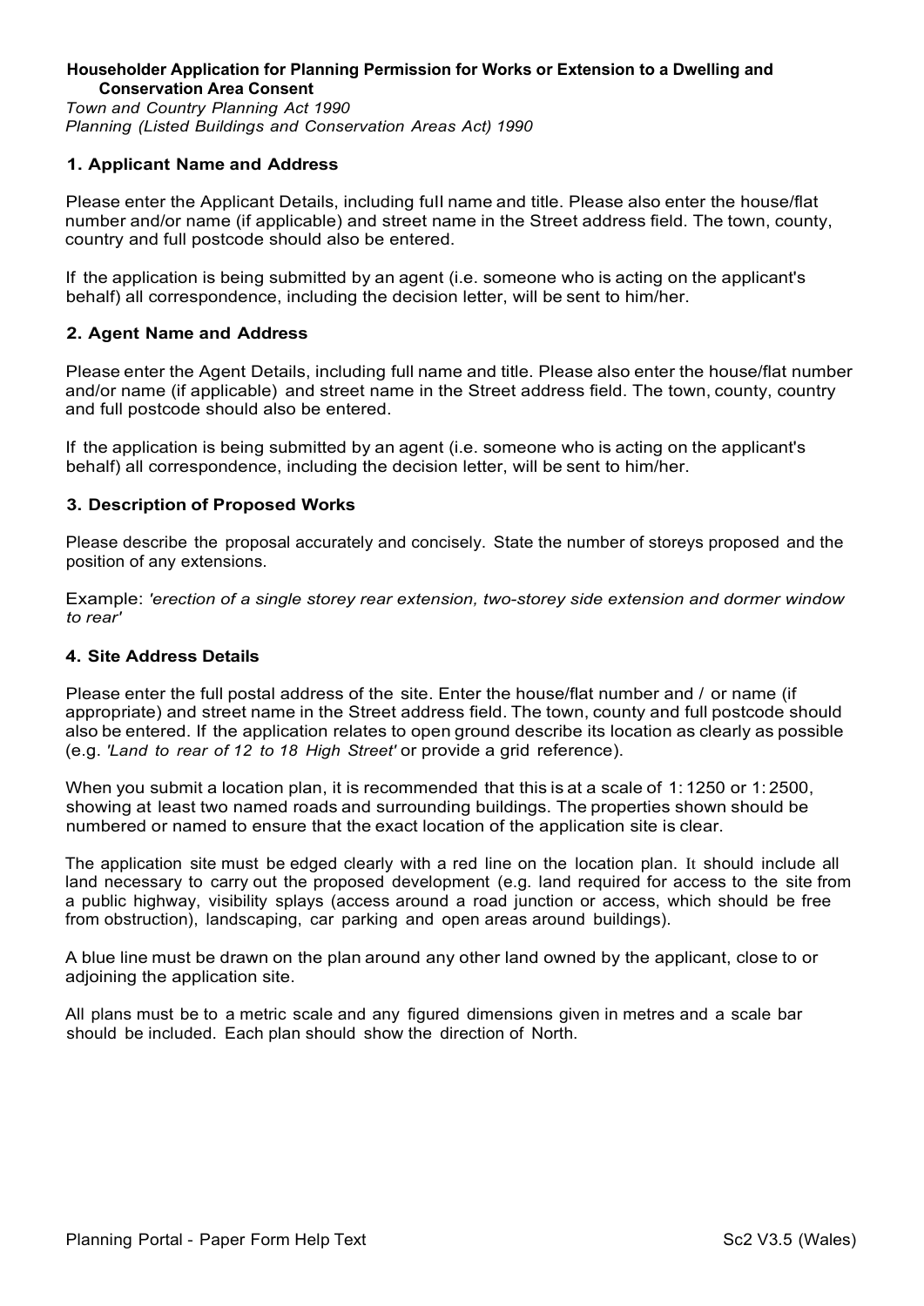**Householder Application for Planning Permission for Works or Extension to a Dwelling and Conservation Area Consent**

*Town and Country Planning Act 1990*
*Planning (Listed Buildings and Conservation Areas Act) 1990*

## 1. Applicant Name and Address

Please enter the Applicant Details, including full name and title. Please also enter the house/flat number and/or name (if applicable) and street name in the Street address field. The town, county, country and full postcode should also be entered.

If the application is being submitted by an agent (i.e. someone who is acting on the applicant's behalf) all correspondence, including the decision letter, will be sent to him/her.

## 2. Agent Name and Address

Please enter the Agent Details, including full name and title. Please also enter the house/flat number and/or name (if applicable) and street name in the Street address field. The town, county, country and full postcode should also be entered.

If the application is being submitted by an agent (i.e. someone who is acting on the applicant's behalf) all correspondence, including the decision letter, will be sent to him/her.

## 3. Description of Proposed Works

Please describe the proposal accurately and concisely. State the number of storeys proposed and the position of any extensions.

Example: *'erection of a single storey rear extension, two-storey side extension and dormer window to rear'*

## 4. Site Address Details

Please enter the full postal address of the site. Enter the house/flat number and / or name (if appropriate) and street name in the Street address field. The town, county and full postcode should also be entered. If the application relates to open ground describe its location as clearly as possible (e.g. *'Land to rear of 12 to 18 High Street'* or provide a grid reference).

When you submit a location plan, it is recommended that this is at a scale of 1: 1250 or 1: 2500, showing at least two named roads and surrounding buildings. The properties shown should be numbered or named to ensure that the exact location of the application site is clear.

The application site must be edged clearly with a red line on the location plan. It should include all land necessary to carry out the proposed development (e.g. land required for access to the site from a public highway, visibility splays (access around a road junction or access, which should be free from obstruction), landscaping, car parking and open areas around buildings).

A blue line must be drawn on the plan around any other land owned by the applicant, close to or adjoining the application site.

All plans must be to a metric scale and any figured dimensions given in metres and a scale bar should be included. Each plan should show the direction of North.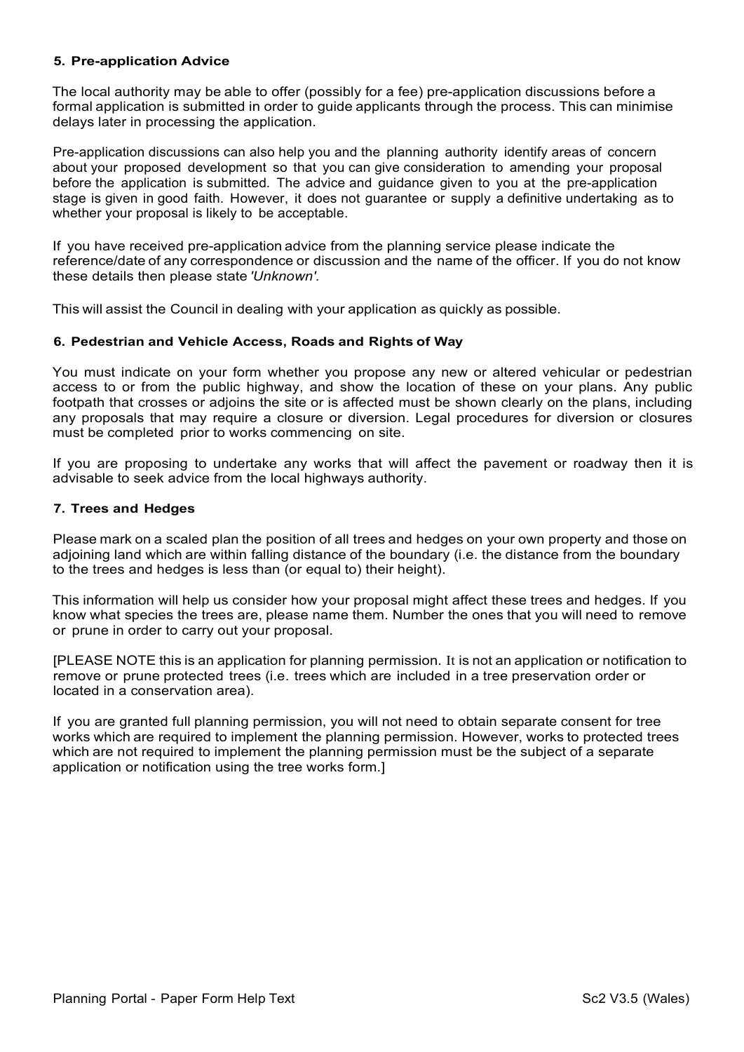### 5. Pre-application Advice

The local authority may be able to offer (possibly for a fee) pre-application discussions before a formal application is submitted in order to guide applicants through the process. This can minimise delays later in processing the application.

Pre-application discussions can also help you and the planning authority identify areas of concern about your proposed development so that you can give consideration to amending your proposal before the application is submitted. The advice and guidance given to you at the pre-application stage is given in good faith. However, it does not guarantee or supply a definitive undertaking as to whether your proposal is likely to be acceptable.

If you have received pre-application advice from the planning service please indicate the reference/date of any correspondence or discussion and the name of the officer. If you do not know these details then please state *'Unknown'*.

This will assist the Council in dealing with your application as quickly as possible.

### 6. Pedestrian and Vehicle Access, Roads and Rights of Way

You must indicate on your form whether you propose any new or altered vehicular or pedestrian access to or from the public highway, and show the location of these on your plans. Any public footpath that crosses or adjoins the site or is affected must be shown clearly on the plans, including any proposals that may require a closure or diversion. Legal procedures for diversion or closures must be completed prior to works commencing on site.

If you are proposing to undertake any works that will affect the pavement or roadway then it is advisable to seek advice from the local highways authority.

### 7. Trees and Hedges

Please mark on a scaled plan the position of all trees and hedges on your own property and those on adjoining land which are within falling distance of the boundary (i.e. the distance from the boundary to the trees and hedges is less than (or equal to) their height).

This information will help us consider how your proposal might affect these trees and hedges. If you know what species the trees are, please name them. Number the ones that you will need to remove or prune in order to carry out your proposal.

[PLEASE NOTE this is an application for planning permission. It is not an application or notification to remove or prune protected trees (i.e. trees which are included in a tree preservation order or located in a conservation area).

If you are granted full planning permission, you will not need to obtain separate consent for tree works which are required to implement the planning permission. However, works to protected trees which are not required to implement the planning permission must be the subject of a separate application or notification using the tree works form.]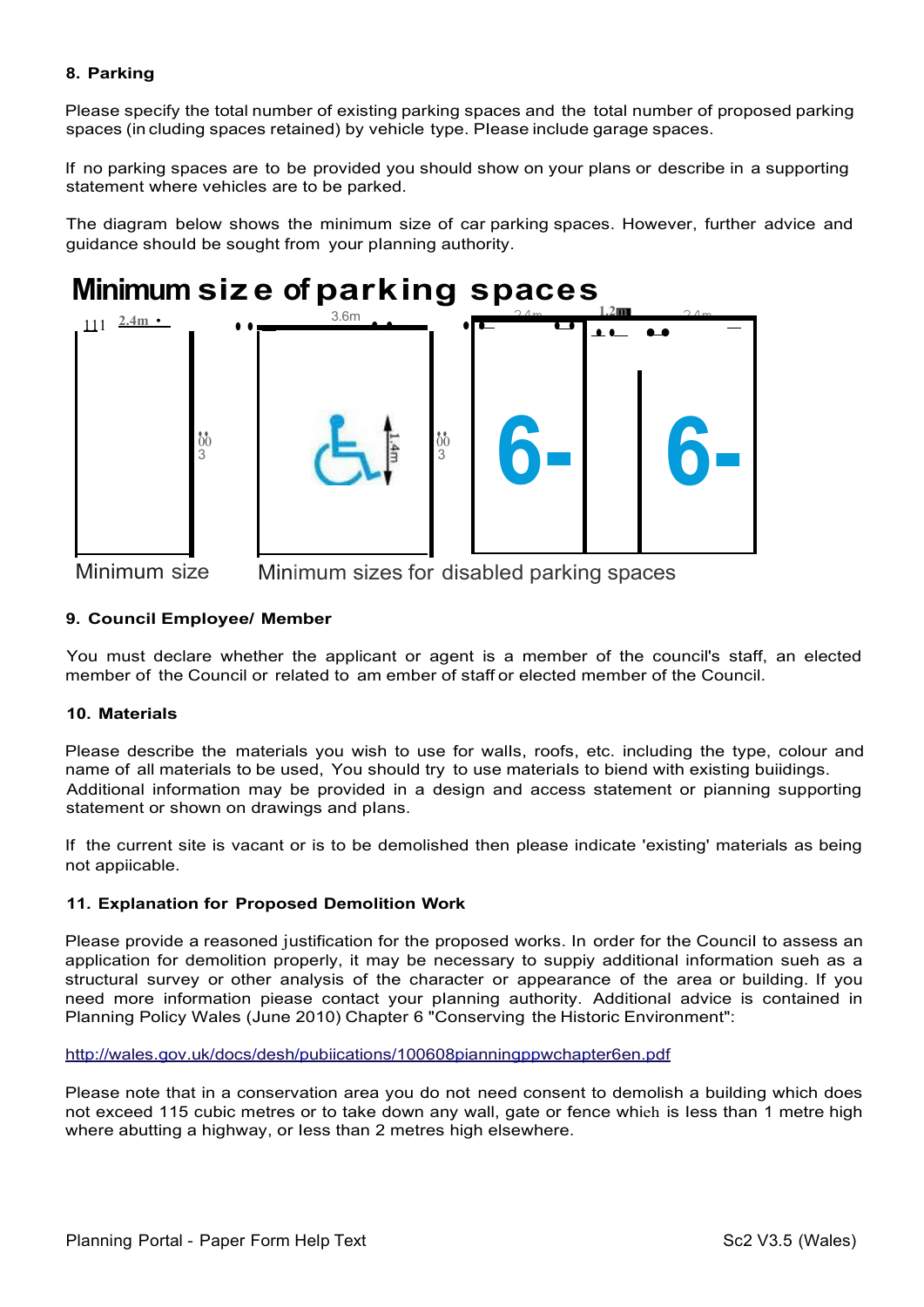**8. Parking**

Please specify the total number of existing parking spaces and the total number of proposed parking spaces (in cluding spaces retained) by vehicle type. Please include garage spaces.

If no parking spaces are to be provided you should show on your plans or describe in a supporting statement where vehicles are to be parked.

The diagram below shows the minimum size of car parking spaces. However, further advice and guidance should be sought from your planning authority.

**Minimum size of parking spaces**

2.4m 3.6m 1.2m 1.4m

Minimum size     Minimum sizes for disabled parking spaces

**9. Council Employee/ Member**

You must declare whether the applicant or agent is a member of the council's staff, an elected member of the Council or related to am ember of staff or elected member of the Council.

**10. Materials**

Please describe the materials you wish to use for walls, roofs, etc. including the type, colour and name of all materials to be used, You should try to use materials to biend with existing buiidings. Additional information may be provided in a design and access statement or pianning supporting statement or shown on drawings and plans.

If the current site is vacant or is to be demolished then please indicate 'existing' materials as being not appiicable.

**11. Explanation for Proposed Demolition Work**

Please provide a reasoned justification for the proposed works. In order for the Council to assess an application for demolition properly, it may be necessary to suppiy additional information sueh as a structural survey or other analysis of the character or appearance of the area or building. If you need more information piease contact your planning authority. Additional advice is contained in Planning Policy Wales (June 2010) Chapter 6 "Conserving the Historic Environment":

http://wales.gov.uk/docs/desh/pubiications/100608pianningppwchapter6en.pdf

Please note that in a conservation area you do not need consent to demolish a building which does not exceed 115 cubic metres or to take down any wall, gate or fence whieh is less than 1 metre high where abutting a highway, or less than 2 metres high elsewhere.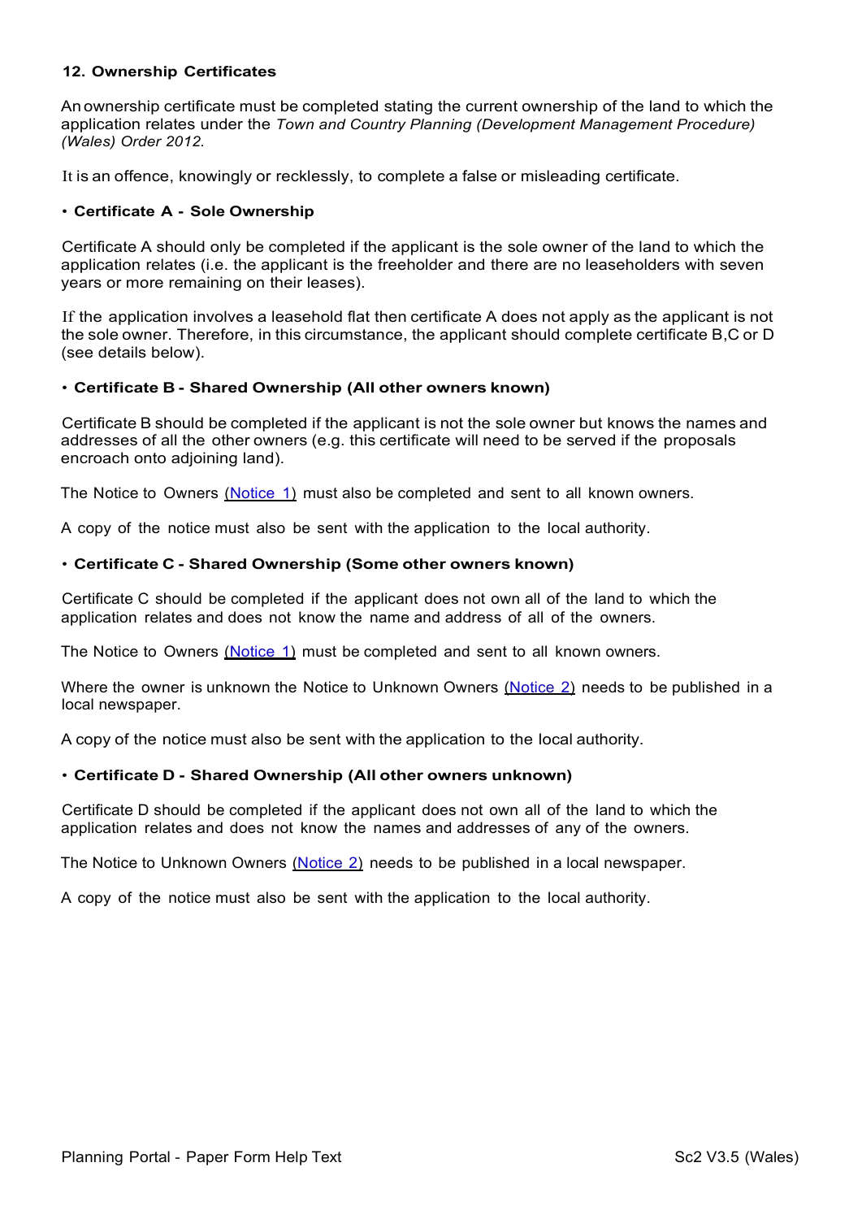## 12. Ownership Certificates

An ownership certificate must be completed stating the current ownership of the land to which the application relates under the *Town and Country Planning (Development Management Procedure) (Wales) Order 2012.*

It is an offence, knowingly or recklessly, to complete a false or misleading certificate.

### • Certificate A - Sole Ownership

Certificate A should only be completed if the applicant is the sole owner of the land to which the application relates (i.e. the applicant is the freeholder and there are no leaseholders with seven years or more remaining on their leases).

If the application involves a leasehold flat then certificate A does not apply as the applicant is not the sole owner. Therefore, in this circumstance, the applicant should complete certificate B,C or D (see details below).

### • Certificate B - Shared Ownership (All other owners known)

Certificate B should be completed if the applicant is not the sole owner but knows the names and addresses of all the other owners (e.g. this certificate will need to be served if the proposals encroach onto adjoining land).

The Notice to Owners (Notice 1) must also be completed and sent to all known owners.

A copy of the notice must also be sent with the application to the local authority.

### • Certificate C - Shared Ownership (Some other owners known)

Certificate C should be completed if the applicant does not own all of the land to which the application relates and does not know the name and address of all of the owners.

The Notice to Owners (Notice 1) must be completed and sent to all known owners.

Where the owner is unknown the Notice to Unknown Owners (Notice 2) needs to be published in a local newspaper.

A copy of the notice must also be sent with the application to the local authority.

### • Certificate D - Shared Ownership (All other owners unknown)

Certificate D should be completed if the applicant does not own all of the land to which the application relates and does not know the names and addresses of any of the owners.

The Notice to Unknown Owners (Notice 2) needs to be published in a local newspaper.

A copy of the notice must also be sent with the application to the local authority.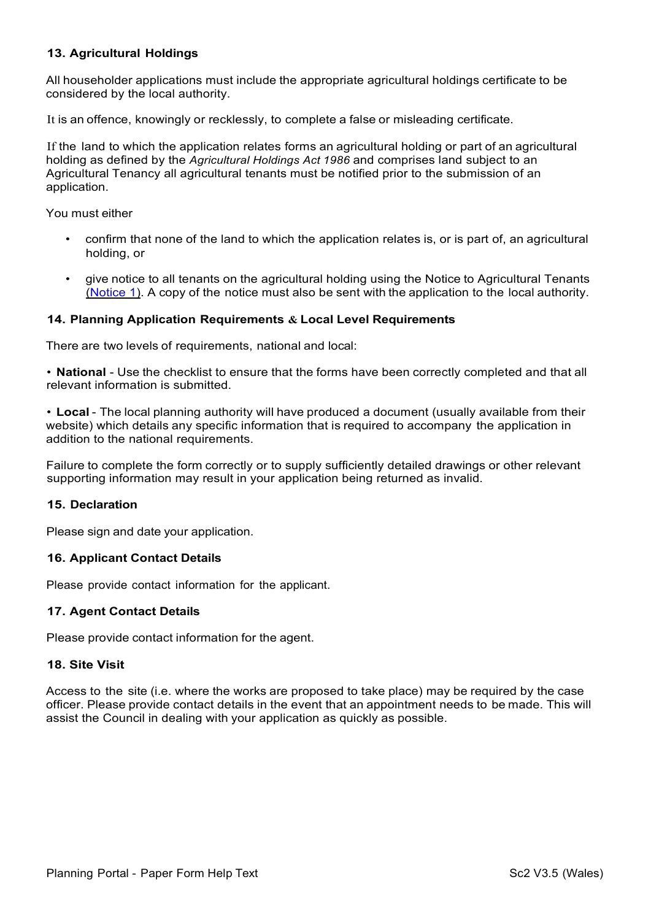### 13. Agricultural Holdings

All householder applications must include the appropriate agricultural holdings certificate to be considered by the local authority.

It is an offence, knowingly or recklessly, to complete a false or misleading certificate.

If the land to which the application relates forms an agricultural holding or part of an agricultural holding as defined by the *Agricultural Holdings Act 1986* and comprises land subject to an Agricultural Tenancy all agricultural tenants must be notified prior to the submission of an application.

You must either

- confirm that none of the land to which the application relates is, or is part of, an agricultural holding, or
- give notice to all tenants on the agricultural holding using the Notice to Agricultural Tenants (Notice 1). A copy of the notice must also be sent with the application to the local authority.

### 14. Planning Application Requirements & Local Level Requirements

There are two levels of requirements, national and local:

• **National** - Use the checklist to ensure that the forms have been correctly completed and that all relevant information is submitted.

• **Local** - The local planning authority will have produced a document (usually available from their website) which details any specific information that is required to accompany the application in addition to the national requirements.

Failure to complete the form correctly or to supply sufficiently detailed drawings or other relevant supporting information may result in your application being returned as invalid.

### 15. Declaration

Please sign and date your application.

### 16. Applicant Contact Details

Please provide contact information for the applicant.

### 17. Agent Contact Details

Please provide contact information for the agent.

### 18. Site Visit

Access to the site (i.e. where the works are proposed to take place) may be required by the case officer. Please provide contact details in the event that an appointment needs to be made. This will assist the Council in dealing with your application as quickly as possible.